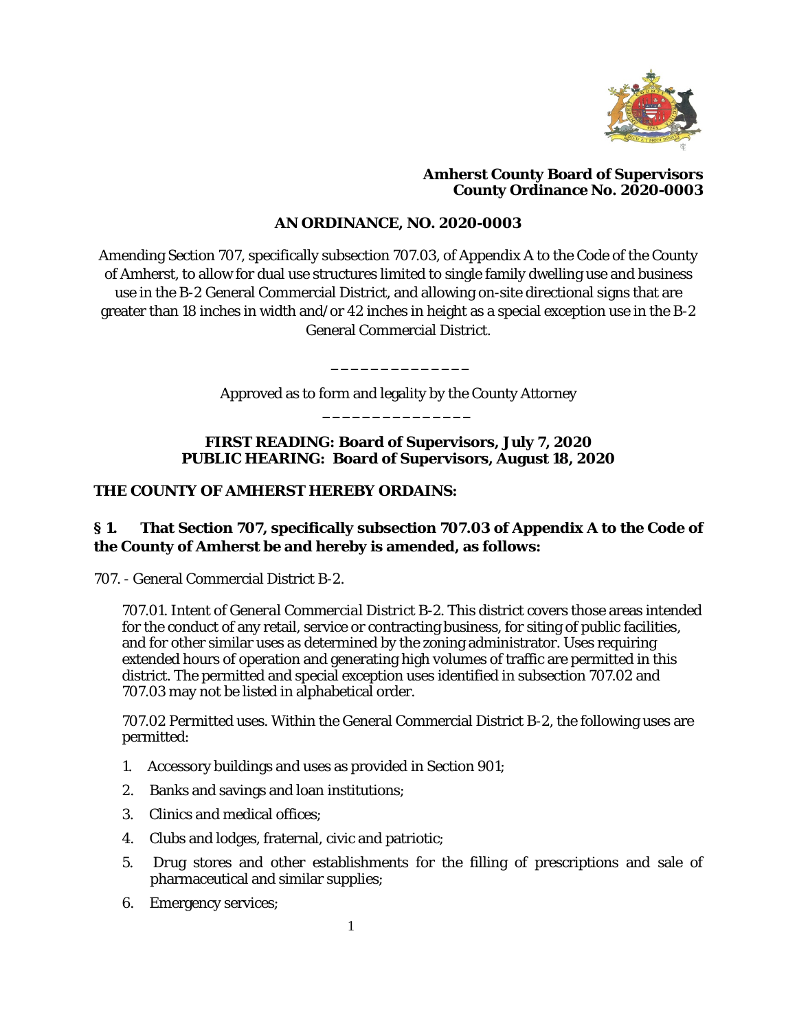**Amherst County Board of Supervisors**
**County Ordinance No. 2020-0003**

## AN ORDINANCE, NO. 2020-0003

Amending Section 707, specifically subsection 707.03, of Appendix A to the Code of the County of Amherst, to allow for dual use structures limited to single family dwelling use and business use in the B-2 General Commercial District, and allowing on-site directional signs that are greater than 18 inches in width and/or 42 inches in height as a special exception use in the B-2 General Commercial District.

______________

Approved as to form and legality by the County Attorney

______________

**FIRST READING: Board of Supervisors, July 7, 2020**
**PUBLIC HEARING: Board of Supervisors, August 18, 2020**

**THE COUNTY OF AMHERST HEREBY ORDAINS:**

**§ 1. That Section 707, specifically subsection 707.03 of Appendix A to the Code of the County of Amherst be and hereby is amended, as follows:**

707. - General Commercial District B-2.

707.01. Intent of *General Commercial District B-2*. This district covers those areas intended for the conduct of any retail, service or contracting business, for siting of public facilities, and for other similar uses as determined by the zoning administrator. Uses requiring extended hours of operation and generating high volumes of traffic are permitted in this district. The permitted and special exception uses identified in subsection 707.02 and 707.03 may not be listed in alphabetical order.

707.02 Permitted uses. Within the General Commercial District B-2, the following uses are permitted:

1. Accessory buildings and uses as provided in Section 901;
2. Banks and savings and loan institutions;
3. Clinics and medical offices;
4. Clubs and lodges, fraternal, civic and patriotic;
5. Drug stores and other establishments for the filling of prescriptions and sale of pharmaceutical and similar supplies;
6. Emergency services;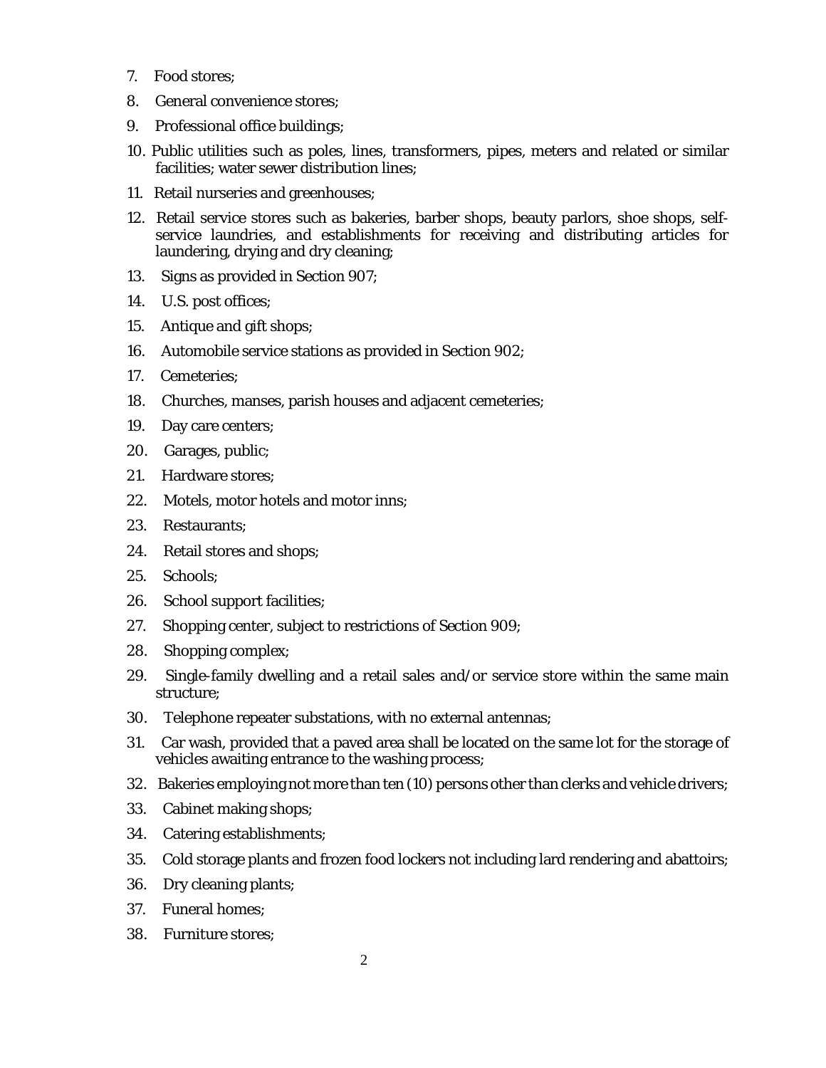7. Food stores;
8. General convenience stores;
9. Professional office buildings;
10. Public utilities such as poles, lines, transformers, pipes, meters and related or similar facilities; water sewer distribution lines;
11. Retail nurseries and greenhouses;
12. Retail service stores such as bakeries, barber shops, beauty parlors, shoe shops, self-service laundries, and establishments for receiving and distributing articles for laundering, drying and dry cleaning;
13. Signs as provided in Section 907;
14. U.S. post offices;
15. Antique and gift shops;
16. Automobile service stations as provided in Section 902;
17. Cemeteries;
18. Churches, manses, parish houses and adjacent cemeteries;
19. Day care centers;
20. Garages, public;
21. Hardware stores;
22. Motels, motor hotels and motor inns;
23. Restaurants;
24. Retail stores and shops;
25. Schools;
26. School support facilities;
27. Shopping center, subject to restrictions of Section 909;
28. Shopping complex;
29. Single-family dwelling and a retail sales and/or service store within the same main structure;
30. Telephone repeater substations, with no external antennas;
31. Car wash, provided that a paved area shall be located on the same lot for the storage of vehicles awaiting entrance to the washing process;
32. Bakeries employing not more than ten (10) persons other than clerks and vehicle drivers;
33. Cabinet making shops;
34. Catering establishments;
35. Cold storage plants and frozen food lockers not including lard rendering and abattoirs;
36. Dry cleaning plants;
37. Funeral homes;
38. Furniture stores;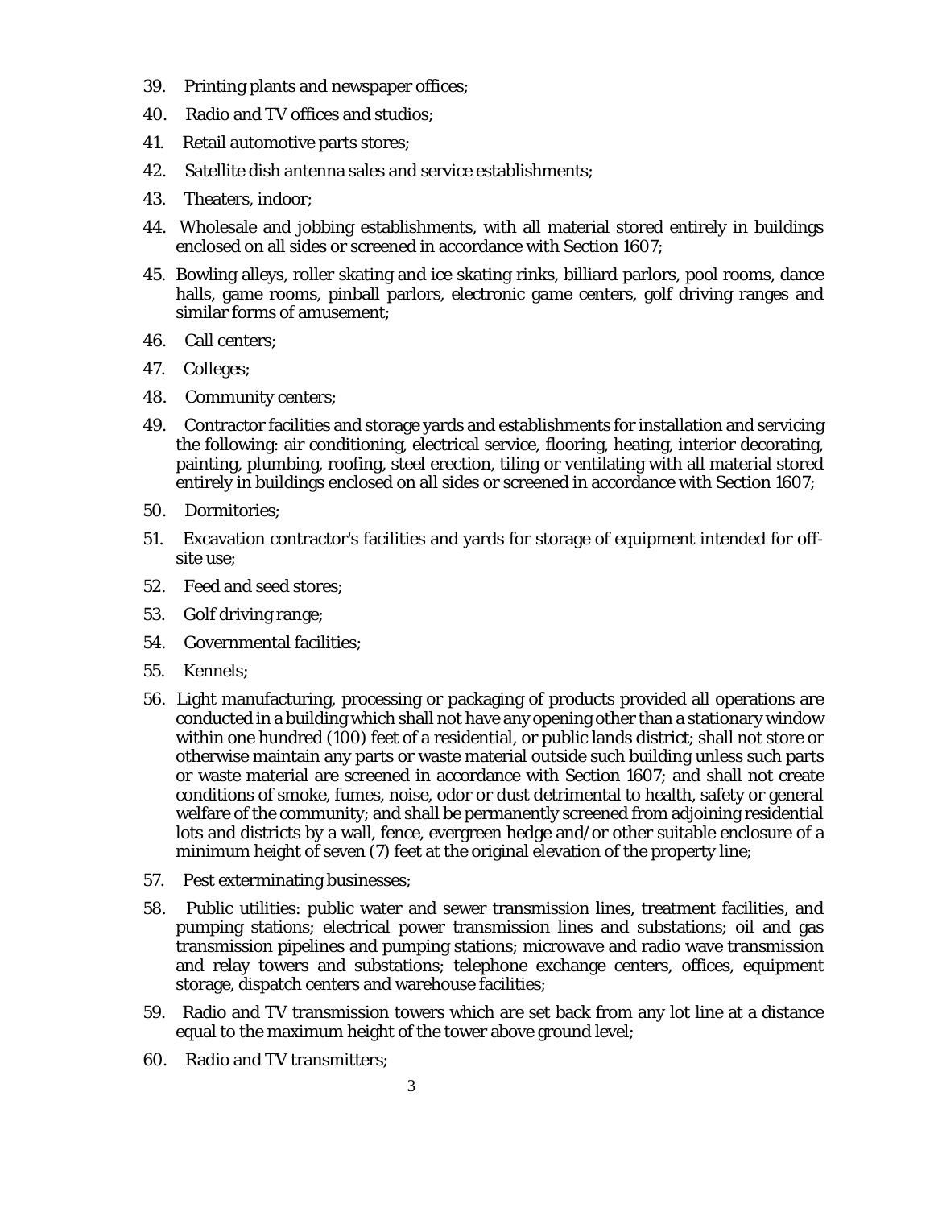39. Printing plants and newspaper offices;
40. Radio and TV offices and studios;
41. Retail automotive parts stores;
42. Satellite dish antenna sales and service establishments;
43. Theaters, indoor;
44. Wholesale and jobbing establishments, with all material stored entirely in buildings enclosed on all sides or screened in accordance with Section 1607;
45. Bowling alleys, roller skating and ice skating rinks, billiard parlors, pool rooms, dance halls, game rooms, pinball parlors, electronic game centers, golf driving ranges and similar forms of amusement;
46. Call centers;
47. Colleges;
48. Community centers;
49. Contractor facilities and storage yards and establishments for installation and servicing the following: air conditioning, electrical service, flooring, heating, interior decorating, painting, plumbing, roofing, steel erection, tiling or ventilating with all material stored entirely in buildings enclosed on all sides or screened in accordance with Section 1607;
50. Dormitories;
51. Excavation contractor's facilities and yards for storage of equipment intended for off-site use;
52. Feed and seed stores;
53. Golf driving range;
54. Governmental facilities;
55. Kennels;
56. Light manufacturing, processing or packaging of products provided all operations are conducted in a building which shall not have any opening other than a stationary window within one hundred (100) feet of a residential, or public lands district; shall not store or otherwise maintain any parts or waste material outside such building unless such parts or waste material are screened in accordance with Section 1607; and shall not create conditions of smoke, fumes, noise, odor or dust detrimental to health, safety or general welfare of the community; and shall be permanently screened from adjoining residential lots and districts by a wall, fence, evergreen hedge and/or other suitable enclosure of a minimum height of seven (7) feet at the original elevation of the property line;
57. Pest exterminating businesses;
58. Public utilities: public water and sewer transmission lines, treatment facilities, and pumping stations; electrical power transmission lines and substations; oil and gas transmission pipelines and pumping stations; microwave and radio wave transmission and relay towers and substations; telephone exchange centers, offices, equipment storage, dispatch centers and warehouse facilities;
59. Radio and TV transmission towers which are set back from any lot line at a distance equal to the maximum height of the tower above ground level;
60. Radio and TV transmitters;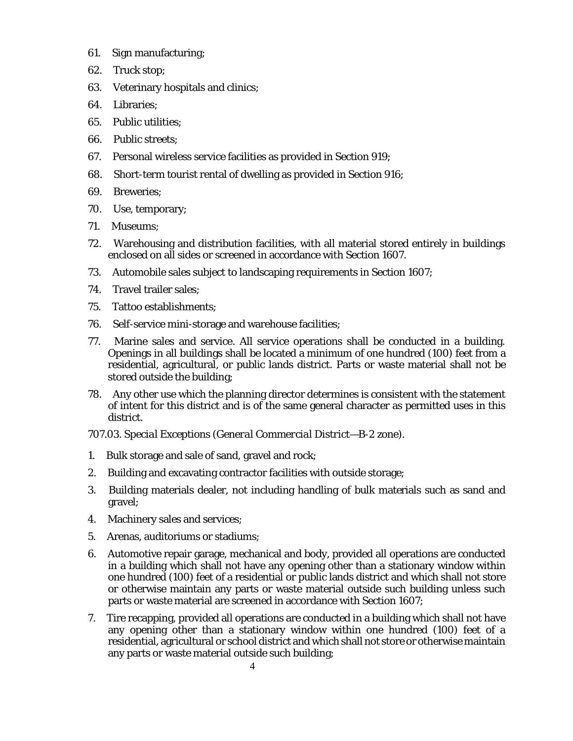61. Sign manufacturing;
62. Truck stop;
63. Veterinary hospitals and clinics;
64. Libraries;
65. Public utilities;
66. Public streets;
67. Personal wireless service facilities as provided in Section 919;
68. Short-term tourist rental of dwelling as provided in Section 916;
69. Breweries;
70. Use, temporary;
71. Museums;
72. Warehousing and distribution facilities, with all material stored entirely in buildings enclosed on all sides or screened in accordance with Section 1607.
73. Automobile sales subject to landscaping requirements in Section 1607;
74. Travel trailer sales;
75. Tattoo establishments;
76. Self-service mini-storage and warehouse facilities;
77. Marine sales and service. All service operations shall be conducted in a building. Openings in all buildings shall be located a minimum of one hundred (100) feet from a residential, agricultural, or public lands district. Parts or waste material shall not be stored outside the building;
78. Any other use which the planning director determines is consistent with the statement of intent for this district and is of the same general character as permitted uses in this district.

707.03. *Special Exceptions (General Commercial District—B-2 zone).*

1. Bulk storage and sale of sand, gravel and rock;
2. Building and excavating contractor facilities with outside storage;
3. Building materials dealer, not including handling of bulk materials such as sand and gravel;
4. Machinery sales and services;
5. Arenas, auditoriums or stadiums;
6. Automotive repair garage, mechanical and body, provided all operations are conducted in a building which shall not have any opening other than a stationary window within one hundred (100) feet of a residential or public lands district and which shall not store or otherwise maintain any parts or waste material outside such building unless such parts or waste material are screened in accordance with Section 1607;
7. Tire recapping, provided all operations are conducted in a building which shall not have any opening other than a stationary window within one hundred (100) feet of a residential, agricultural or school district and which shall not store or otherwise maintain any parts or waste material outside such building;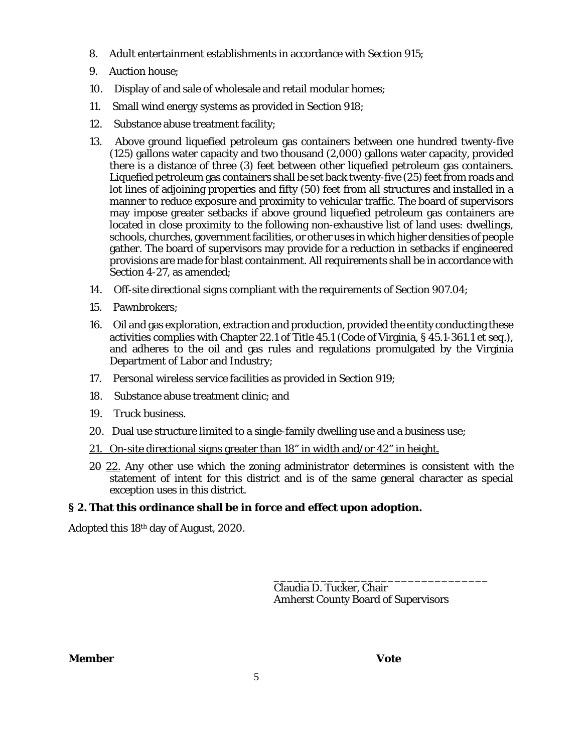8. Adult entertainment establishments in accordance with Section 915;
9. Auction house;
10. Display of and sale of wholesale and retail modular homes;
11. Small wind energy systems as provided in Section 918;
12. Substance abuse treatment facility;
13. Above ground liquefied petroleum gas containers between one hundred twenty-five (125) gallons water capacity and two thousand (2,000) gallons water capacity, provided there is a distance of three (3) feet between other liquefied petroleum gas containers. Liquefied petroleum gas containers shall be set back twenty-five (25) feet from roads and lot lines of adjoining properties and fifty (50) feet from all structures and installed in a manner to reduce exposure and proximity to vehicular traffic. The board of supervisors may impose greater setbacks if above ground liquefied petroleum gas containers are located in close proximity to the following non-exhaustive list of land uses: dwellings, schools, churches, government facilities, or other uses in which higher densities of people gather. The board of supervisors may provide for a reduction in setbacks if engineered provisions are made for blast containment. All requirements shall be in accordance with Section 4-27, as amended;
14. Off-site directional signs compliant with the requirements of Section 907.04;
15. Pawnbrokers;
16. Oil and gas exploration, extraction and production, provided the entity conducting these activities complies with Chapter 22.1 of Title 45.1 (Code of Virginia, § 45.1-361.1 et seq.), and adheres to the oil and gas rules and regulations promulgated by the Virginia Department of Labor and Industry;
17. Personal wireless service facilities as provided in Section 919;
18. Substance abuse treatment clinic; and
19. Truck business.
20. Dual use structure limited to a single-family dwelling use and a business use;
21. On-site directional signs greater than 18" in width and/or 42" in height.

~~20~~ 22. Any other use which the zoning administrator determines is consistent with the statement of intent for this district and is of the same general character as special exception uses in this district.

**§ 2. That this ordinance shall be in force and effect upon adoption.**

Adopted this 18th day of August, 2020.

\_\_\_\_\_\_\_\_\_\_\_\_\_\_\_\_\_\_\_\_\_\_\_\_\_\_\_\_\_\_\_\_\_
Claudia D. Tucker, Chair
Amherst County Board of Supervisors

**Member** **Vote**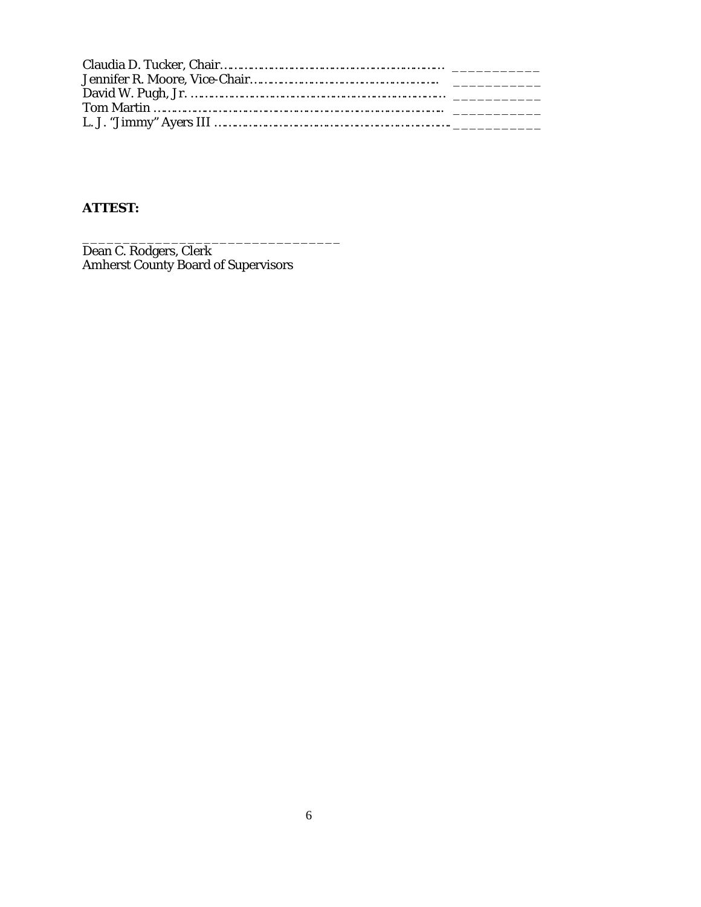Claudia D. Tucker, Chair………………………………………………………… ___________
Jennifer R. Moore, Vice-Chair……………………………………………… ___________
David W. Pugh, Jr. ……………………………………………………………… ___________
Tom Martin ……………………………………………………………………… ___________
L. J. "Jimmy" Ayers III …………………………………………………………. ___________

**ATTEST:**

_________________________________
Dean C. Rodgers, Clerk
Amherst County Board of Supervisors